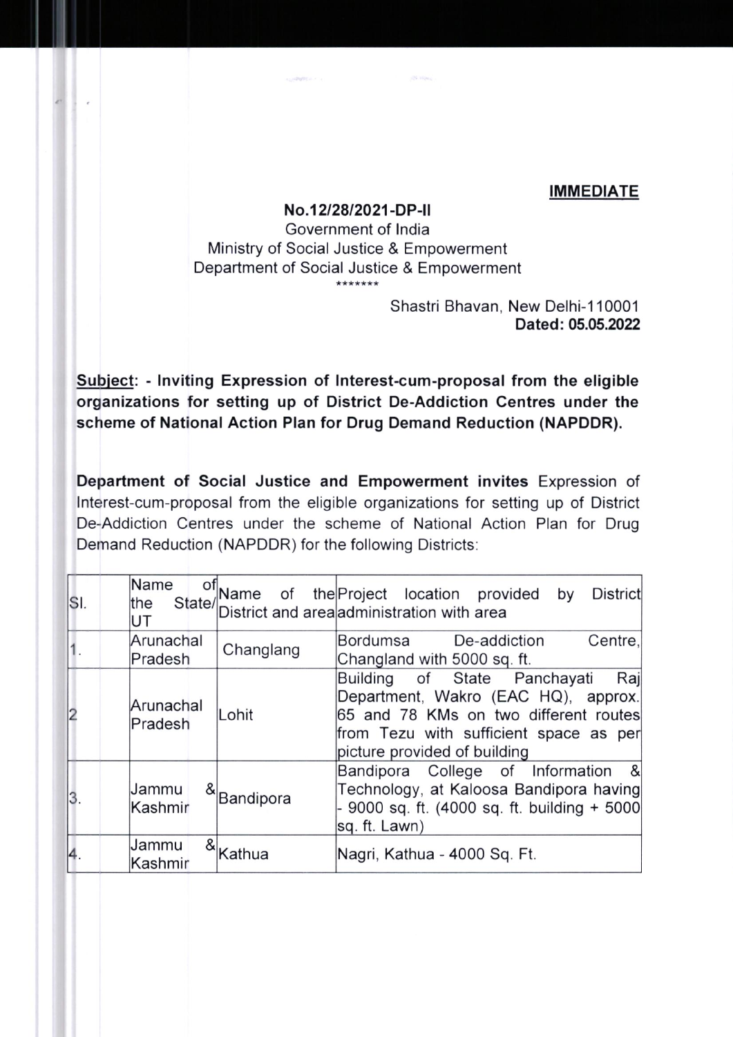**IMMEDIATE**

**No.12/28/2021-DP-II**
Government of India
Ministry of Social Justice & Empowerment
Department of Social Justice & Empowerment
*******

Shastri Bhavan, New Delhi-110001
**Dated: 05.05.2022**

**Subject: - Inviting Expression of Interest-cum-proposal from the eligible organizations for setting up of District De-Addiction Centres under the scheme of National Action Plan for Drug Demand Reduction (NAPDDR).**

**Department of Social Justice and Empowerment invites** Expression of Interest-cum-proposal from the eligible organizations for setting up of District De-Addiction Centres under the scheme of National Action Plan for Drug Demand Reduction (NAPDDR) for the following Districts:

| Sl. | Name of the State/UT | Name of the District and area | Project location provided by District administration with area |
|---|---|---|---|
| 1. | Arunachal Pradesh | Changlang | Bordumsa De-addiction Centre, Changland with 5000 sq. ft. |
| 2 | Arunachal Pradesh | Lohit | Building of State Panchayati Raj Department, Wakro (EAC HQ), approx. 65 and 78 KMs on two different routes from Tezu with sufficient space as per picture provided of building |
| 3. | Jammu & Kashmir | Bandipora | Bandipora College of Information & Technology, at Kaloosa Bandipora having - 9000 sq. ft. (4000 sq. ft. building + 5000 sq. ft. Lawn) |
| 4. | Jammu & Kashmir | Kathua | Nagri, Kathua - 4000 Sq. Ft. |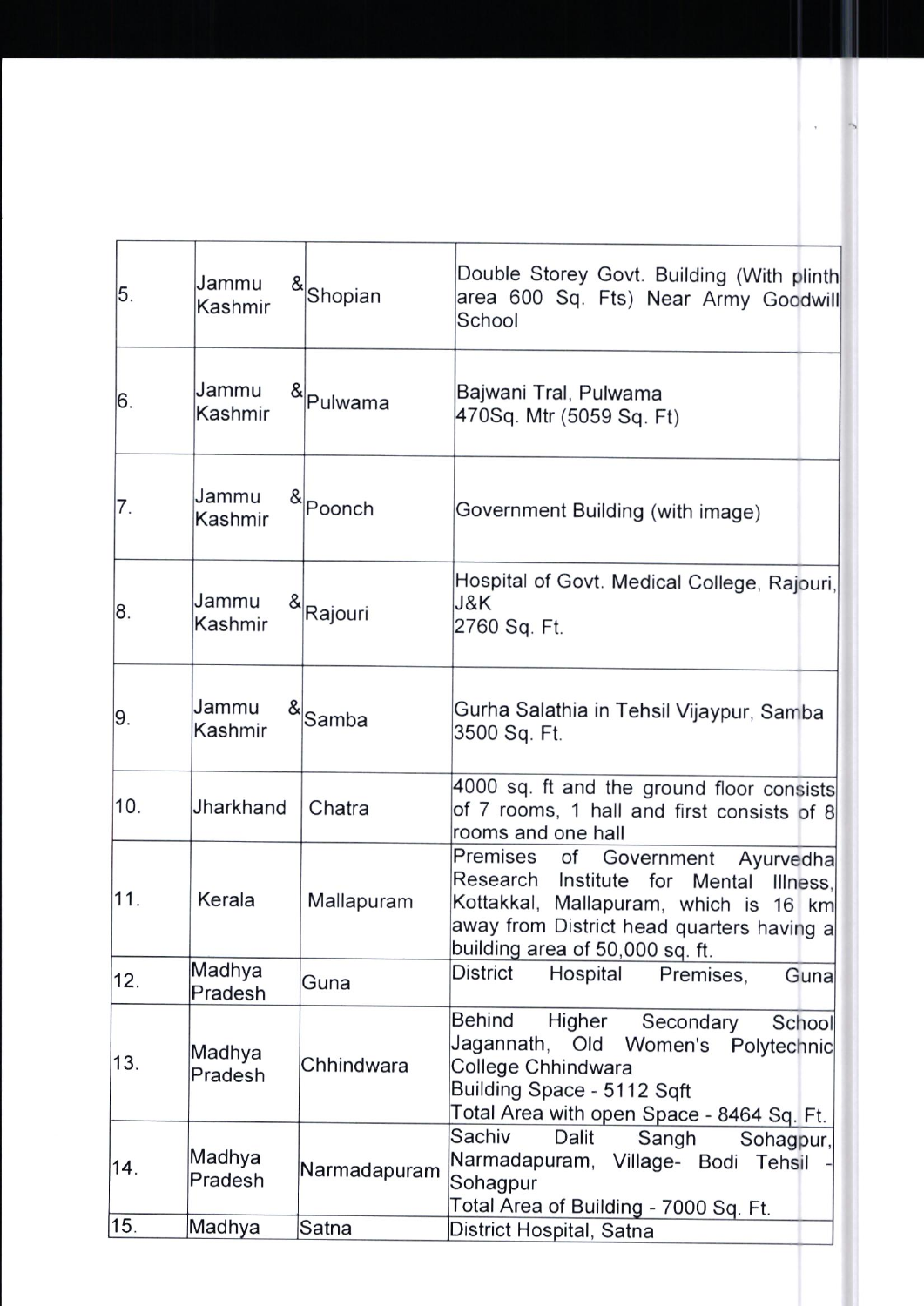| | | | |
|---|---|---|---|
| 5. | Jammu & Kashmir | Shopian | Double Storey Govt. Building (With plinth area 600 Sq. Fts) Near Army Goodwill School |
| 6. | Jammu & Kashmir | Pulwama | Bajwani Tral, Pulwama<br>470Sq. Mtr (5059 Sq. Ft) |
| 7. | Jammu & Kashmir | Poonch | Government Building (with image) |
| 8. | Jammu & Kashmir | Rajouri | Hospital of Govt. Medical College, Rajouri, J&K<br>2760 Sq. Ft. |
| 9. | Jammu & Kashmir | Samba | Gurha Salathia in Tehsil Vijaypur, Samba<br>3500 Sq. Ft. |
| 10. | Jharkhand | Chatra | 4000 sq. ft and the ground floor consists of 7 rooms, 1 hall and first consists of 8 rooms and one hall |
| 11. | Kerala | Mallapuram | Premises of Government Ayurvedha Research Institute for Mental Illness, Kottakkal, Mallapuram, which is 16 km away from District head quarters having a building area of 50,000 sq. ft. |
| 12. | Madhya Pradesh | Guna | District Hospital Premises, Guna |
| 13. | Madhya Pradesh | Chhindwara | Behind Higher Secondary School Jagannath, Old Women's Polytechnic College Chhindwara<br>Building Space - 5112 Sqft<br>Total Area with open Space - 8464 Sq. Ft. |
| 14. | Madhya Pradesh | Narmadapuram | Sachiv Dalit Sangh Sohagpur, Narmadapuram, Village- Bodi Tehsil - Sohagpur<br>Total Area of Building - 7000 Sq. Ft. |
| 15. | Madhya | Satna | District Hospital, Satna |